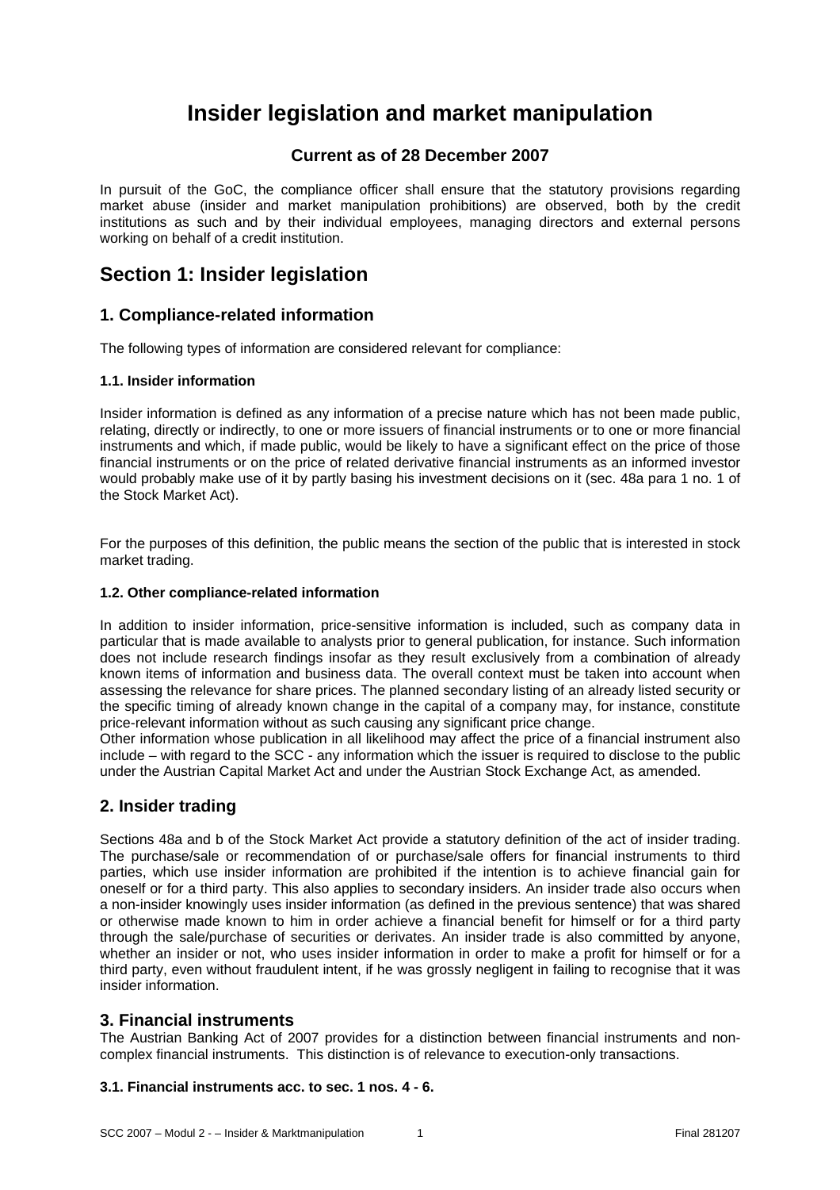# Insider legislation and market manipulation

**Current as of 28 December 2007**

In pursuit of the GoC, the compliance officer shall ensure that the statutory provisions regarding market abuse (insider and market manipulation prohibitions) are observed, both by the credit institutions as such and by their individual employees, managing directors and external persons working on behalf of a credit institution.

## Section 1: Insider legislation

### 1. Compliance-related information

The following types of information are considered relevant for compliance:

#### 1.1. Insider information

Insider information is defined as any information of a precise nature which has not been made public, relating, directly or indirectly, to one or more issuers of financial instruments or to one or more financial instruments and which, if made public, would be likely to have a significant effect on the price of those financial instruments or on the price of related derivative financial instruments as an informed investor would probably make use of it by partly basing his investment decisions on it (sec. 48a para 1 no. 1 of the Stock Market Act).

For the purposes of this definition, the public means the section of the public that is interested in stock market trading.

#### 1.2. Other compliance-related information

In addition to insider information, price-sensitive information is included, such as company data in particular that is made available to analysts prior to general publication, for instance. Such information does not include research findings insofar as they result exclusively from a combination of already known items of information and business data. The overall context must be taken into account when assessing the relevance for share prices. The planned secondary listing of an already listed security or the specific timing of already known change in the capital of a company may, for instance, constitute price-relevant information without as such causing any significant price change.
Other information whose publication in all likelihood may affect the price of a financial instrument also include – with regard to the SCC - any information which the issuer is required to disclose to the public under the Austrian Capital Market Act and under the Austrian Stock Exchange Act, as amended.

### 2. Insider trading

Sections 48a and b of the Stock Market Act provide a statutory definition of the act of insider trading. The purchase/sale or recommendation of or purchase/sale offers for financial instruments to third parties, which use insider information are prohibited if the intention is to achieve financial gain for oneself or for a third party. This also applies to secondary insiders. An insider trade also occurs when a non-insider knowingly uses insider information (as defined in the previous sentence) that was shared or otherwise made known to him in order achieve a financial benefit for himself or for a third party through the sale/purchase of securities or derivates. An insider trade is also committed by anyone, whether an insider or not, who uses insider information in order to make a profit for himself or for a third party, even without fraudulent intent, if he was grossly negligent in failing to recognise that it was insider information.

### 3. Financial instruments

The Austrian Banking Act of 2007 provides for a distinction between financial instruments and non-complex financial instruments. This distinction is of relevance to execution-only transactions.

#### 3.1. Financial instruments acc. to sec. 1 nos. 4 - 6.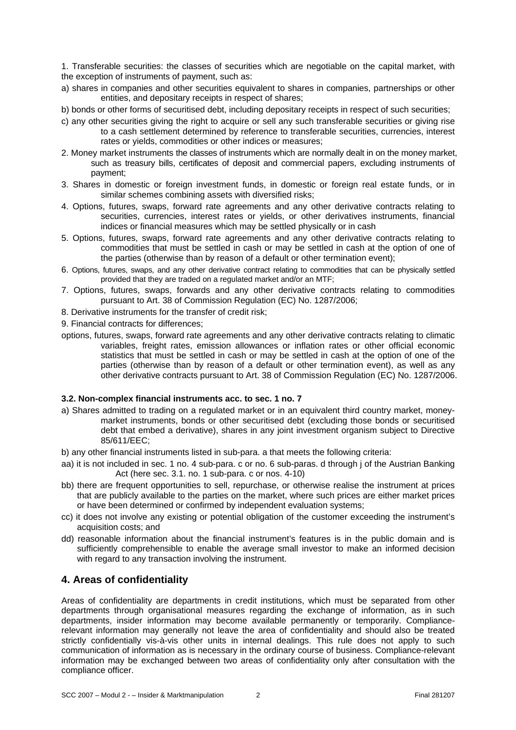1. Transferable securities: the classes of securities which are negotiable on the capital market, with the exception of instruments of payment, such as:

a) shares in companies and other securities equivalent to shares in companies, partnerships or other entities, and depositary receipts in respect of shares;

b) bonds or other forms of securitised debt, including depositary receipts in respect of such securities;

c) any other securities giving the right to acquire or sell any such transferable securities or giving rise to a cash settlement determined by reference to transferable securities, currencies, interest rates or yields, commodities or other indices or measures;

2. Money market instruments the classes of instruments which are normally dealt in on the money market, such as treasury bills, certificates of deposit and commercial papers, excluding instruments of payment;

3. Shares in domestic or foreign investment funds, in domestic or foreign real estate funds, or in similar schemes combining assets with diversified risks;

4. Options, futures, swaps, forward rate agreements and any other derivative contracts relating to securities, currencies, interest rates or yields, or other derivatives instruments, financial indices or financial measures which may be settled physically or in cash

5. Options, futures, swaps, forward rate agreements and any other derivative contracts relating to commodities that must be settled in cash or may be settled in cash at the option of one of the parties (otherwise than by reason of a default or other termination event);

6. Options, futures, swaps, and any other derivative contract relating to commodities that can be physically settled provided that they are traded on a regulated market and/or an MTF;

7. Options, futures, swaps, forwards and any other derivative contracts relating to commodities pursuant to Art. 38 of Commission Regulation (EC) No. 1287/2006;

8. Derivative instruments for the transfer of credit risk;

9. Financial contracts for differences;

options, futures, swaps, forward rate agreements and any other derivative contracts relating to climatic variables, freight rates, emission allowances or inflation rates or other official economic statistics that must be settled in cash or may be settled in cash at the option of one of the parties (otherwise than by reason of a default or other termination event), as well as any other derivative contracts pursuant to Art. 38 of Commission Regulation (EC) No. 1287/2006.

**3.2. Non-complex financial instruments acc. to sec. 1 no. 7**

a) Shares admitted to trading on a regulated market or in an equivalent third country market, money-market instruments, bonds or other securitised debt (excluding those bonds or securitised debt that embed a derivative), shares in any joint investment organism subject to Directive 85/611/EEC;

b) any other financial instruments listed in sub-para. a that meets the following criteria:

aa) it is not included in sec. 1 no. 4 sub-para. c or no. 6 sub-paras. d through j of the Austrian Banking Act (here sec. 3.1. no. 1 sub-para. c or nos. 4-10)

bb) there are frequent opportunities to sell, repurchase, or otherwise realise the instrument at prices that are publicly available to the parties on the market, where such prices are either market prices or have been determined or confirmed by independent evaluation systems;

cc) it does not involve any existing or potential obligation of the customer exceeding the instrument's acquisition costs; and

dd) reasonable information about the financial instrument's features is in the public domain and is sufficiently comprehensible to enable the average small investor to make an informed decision with regard to any transaction involving the instrument.

## 4. Areas of confidentiality

Areas of confidentiality are departments in credit institutions, which must be separated from other departments through organisational measures regarding the exchange of information, as in such departments, insider information may become available permanently or temporarily. Compliance-relevant information may generally not leave the area of confidentiality and should also be treated strictly confidentially vis-à-vis other units in internal dealings. This rule does not apply to such communication of information as is necessary in the ordinary course of business. Compliance-relevant information may be exchanged between two areas of confidentiality only after consultation with the compliance officer.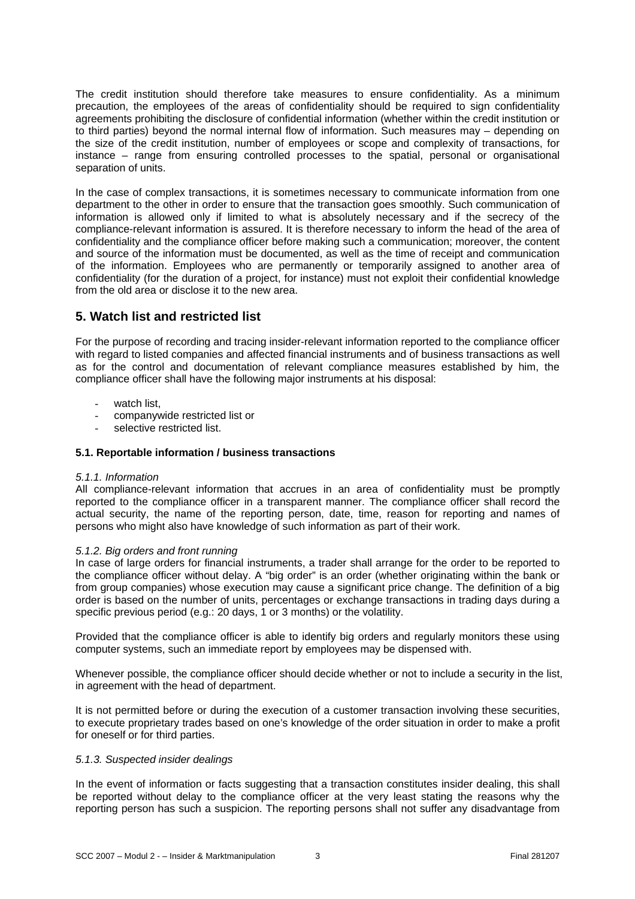The credit institution should therefore take measures to ensure confidentiality. As a minimum precaution, the employees of the areas of confidentiality should be required to sign confidentiality agreements prohibiting the disclosure of confidential information (whether within the credit institution or to third parties) beyond the normal internal flow of information. Such measures may – depending on the size of the credit institution, number of employees or scope and complexity of transactions, for instance – range from ensuring controlled processes to the spatial, personal or organisational separation of units.

In the case of complex transactions, it is sometimes necessary to communicate information from one department to the other in order to ensure that the transaction goes smoothly. Such communication of information is allowed only if limited to what is absolutely necessary and if the secrecy of the compliance-relevant information is assured. It is therefore necessary to inform the head of the area of confidentiality and the compliance officer before making such a communication; moreover, the content and source of the information must be documented, as well as the time of receipt and communication of the information. Employees who are permanently or temporarily assigned to another area of confidentiality (for the duration of a project, for instance) must not exploit their confidential knowledge from the old area or disclose it to the new area.

## 5. Watch list and restricted list

For the purpose of recording and tracing insider-relevant information reported to the compliance officer with regard to listed companies and affected financial instruments and of business transactions as well as for the control and documentation of relevant compliance measures established by him, the compliance officer shall have the following major instruments at his disposal:

- watch list,
- companywide restricted list or
- selective restricted list.

### 5.1. Reportable information / business transactions

*5.1.1. Information*

All compliance-relevant information that accrues in an area of confidentiality must be promptly reported to the compliance officer in a transparent manner. The compliance officer shall record the actual security, the name of the reporting person, date, time, reason for reporting and names of persons who might also have knowledge of such information as part of their work.

*5.1.2. Big orders and front running*

In case of large orders for financial instruments, a trader shall arrange for the order to be reported to the compliance officer without delay. A "big order" is an order (whether originating within the bank or from group companies) whose execution may cause a significant price change. The definition of a big order is based on the number of units, percentages or exchange transactions in trading days during a specific previous period (e.g.: 20 days, 1 or 3 months) or the volatility.

Provided that the compliance officer is able to identify big orders and regularly monitors these using computer systems, such an immediate report by employees may be dispensed with.

Whenever possible, the compliance officer should decide whether or not to include a security in the list, in agreement with the head of department.

It is not permitted before or during the execution of a customer transaction involving these securities, to execute proprietary trades based on one's knowledge of the order situation in order to make a profit for oneself or for third parties.

*5.1.3. Suspected insider dealings*

In the event of information or facts suggesting that a transaction constitutes insider dealing, this shall be reported without delay to the compliance officer at the very least stating the reasons why the reporting person has such a suspicion. The reporting persons shall not suffer any disadvantage from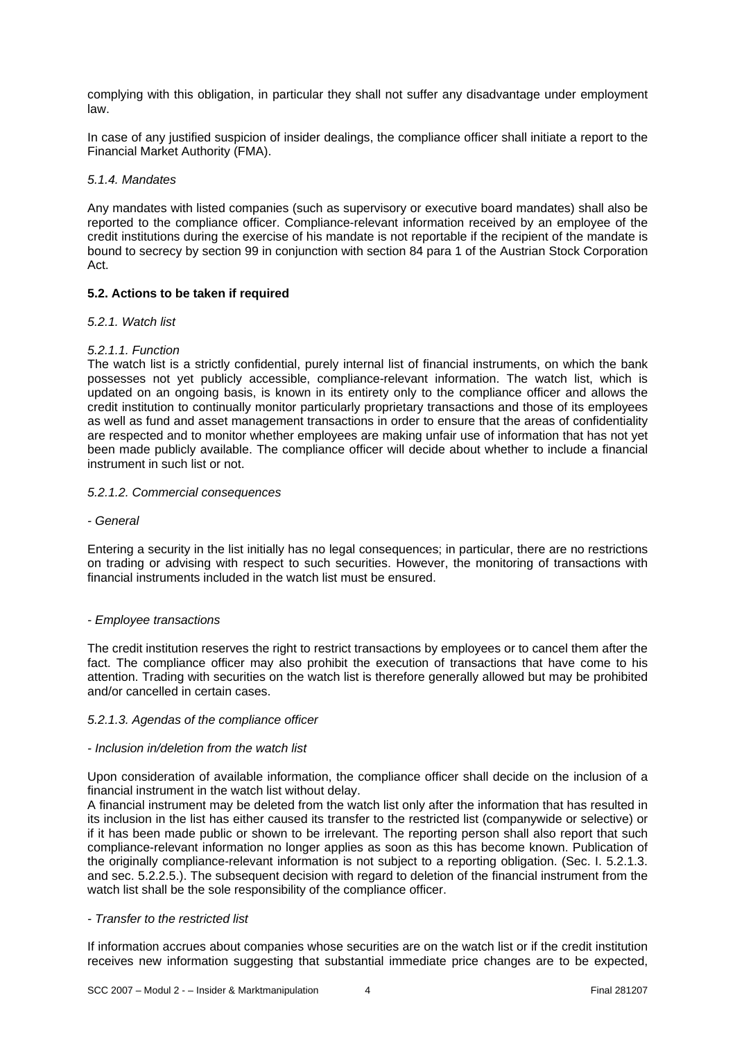complying with this obligation, in particular they shall not suffer any disadvantage under employment law.

In case of any justified suspicion of insider dealings, the compliance officer shall initiate a report to the Financial Market Authority (FMA).

*5.1.4. Mandates*

Any mandates with listed companies (such as supervisory or executive board mandates) shall also be reported to the compliance officer. Compliance-relevant information received by an employee of the credit institutions during the exercise of his mandate is not reportable if the recipient of the mandate is bound to secrecy by section 99 in conjunction with section 84 para 1 of the Austrian Stock Corporation Act.

**5.2. Actions to be taken if required**

*5.2.1. Watch list*

*5.2.1.1. Function*

The watch list is a strictly confidential, purely internal list of financial instruments, on which the bank possesses not yet publicly accessible, compliance-relevant information. The watch list, which is updated on an ongoing basis, is known in its entirety only to the compliance officer and allows the credit institution to continually monitor particularly proprietary transactions and those of its employees as well as fund and asset management transactions in order to ensure that the areas of confidentiality are respected and to monitor whether employees are making unfair use of information that has not yet been made publicly available. The compliance officer will decide about whether to include a financial instrument in such list or not.

*5.2.1.2. Commercial consequences*

*- General*

Entering a security in the list initially has no legal consequences; in particular, there are no restrictions on trading or advising with respect to such securities. However, the monitoring of transactions with financial instruments included in the watch list must be ensured.

*- Employee transactions*

The credit institution reserves the right to restrict transactions by employees or to cancel them after the fact. The compliance officer may also prohibit the execution of transactions that have come to his attention. Trading with securities on the watch list is therefore generally allowed but may be prohibited and/or cancelled in certain cases.

*5.2.1.3. Agendas of the compliance officer*

*- Inclusion in/deletion from the watch list*

Upon consideration of available information, the compliance officer shall decide on the inclusion of a financial instrument in the watch list without delay.

A financial instrument may be deleted from the watch list only after the information that has resulted in its inclusion in the list has either caused its transfer to the restricted list (companywide or selective) or if it has been made public or shown to be irrelevant. The reporting person shall also report that such compliance-relevant information no longer applies as soon as this has become known. Publication of the originally compliance-relevant information is not subject to a reporting obligation. (Sec. I. 5.2.1.3. and sec. 5.2.2.5.). The subsequent decision with regard to deletion of the financial instrument from the watch list shall be the sole responsibility of the compliance officer.

*- Transfer to the restricted list*

If information accrues about companies whose securities are on the watch list or if the credit institution receives new information suggesting that substantial immediate price changes are to be expected,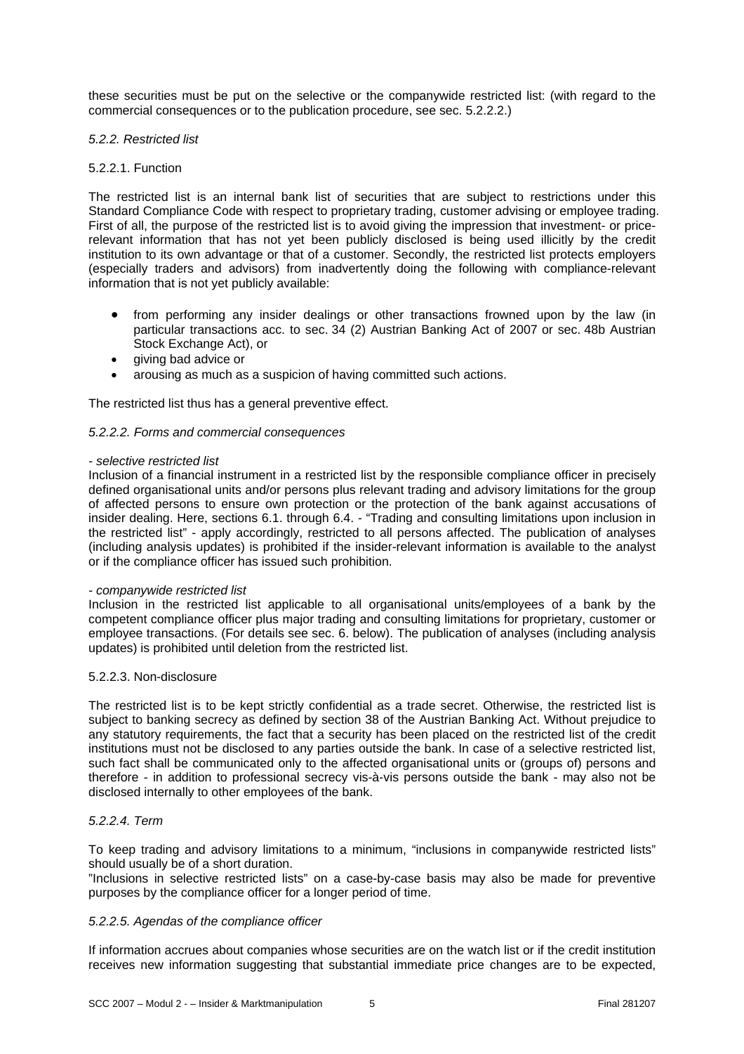these securities must be put on the selective or the companywide restricted list: (with regard to the commercial consequences or to the publication procedure, see sec. 5.2.2.2.)

### *5.2.2. Restricted list*

#### 5.2.2.1. Function

The restricted list is an internal bank list of securities that are subject to restrictions under this Standard Compliance Code with respect to proprietary trading, customer advising or employee trading. First of all, the purpose of the restricted list is to avoid giving the impression that investment- or price-relevant information that has not yet been publicly disclosed is being used illicitly by the credit institution to its own advantage or that of a customer. Secondly, the restricted list protects employers (especially traders and advisors) from inadvertently doing the following with compliance-relevant information that is not yet publicly available:

- from performing any insider dealings or other transactions frowned upon by the law (in particular transactions acc. to sec. 34 (2) Austrian Banking Act of 2007 or sec. 48b Austrian Stock Exchange Act), or
- giving bad advice or
- arousing as much as a suspicion of having committed such actions.

The restricted list thus has a general preventive effect.

#### *5.2.2.2. Forms and commercial consequences*

*- selective restricted list*
Inclusion of a financial instrument in a restricted list by the responsible compliance officer in precisely defined organisational units and/or persons plus relevant trading and advisory limitations for the group of affected persons to ensure own protection or the protection of the bank against accusations of insider dealing. Here, sections 6.1. through 6.4. - "Trading and consulting limitations upon inclusion in the restricted list" - apply accordingly, restricted to all persons affected. The publication of analyses (including analysis updates) is prohibited if the insider-relevant information is available to the analyst or if the compliance officer has issued such prohibition.

*- companywide restricted list*
Inclusion in the restricted list applicable to all organisational units/employees of a bank by the competent compliance officer plus major trading and consulting limitations for proprietary, customer or employee transactions. (For details see sec. 6. below). The publication of analyses (including analysis updates) is prohibited until deletion from the restricted list.

#### 5.2.2.3. Non-disclosure

The restricted list is to be kept strictly confidential as a trade secret. Otherwise, the restricted list is subject to banking secrecy as defined by section 38 of the Austrian Banking Act. Without prejudice to any statutory requirements, the fact that a security has been placed on the restricted list of the credit institutions must not be disclosed to any parties outside the bank. In case of a selective restricted list, such fact shall be communicated only to the affected organisational units or (groups of) persons and therefore - in addition to professional secrecy vis-à-vis persons outside the bank - may also not be disclosed internally to other employees of the bank.

#### *5.2.2.4. Term*

To keep trading and advisory limitations to a minimum, "inclusions in companywide restricted lists" should usually be of a short duration.
"Inclusions in selective restricted lists" on a case-by-case basis may also be made for preventive purposes by the compliance officer for a longer period of time.

#### *5.2.2.5. Agendas of the compliance officer*

If information accrues about companies whose securities are on the watch list or if the credit institution receives new information suggesting that substantial immediate price changes are to be expected,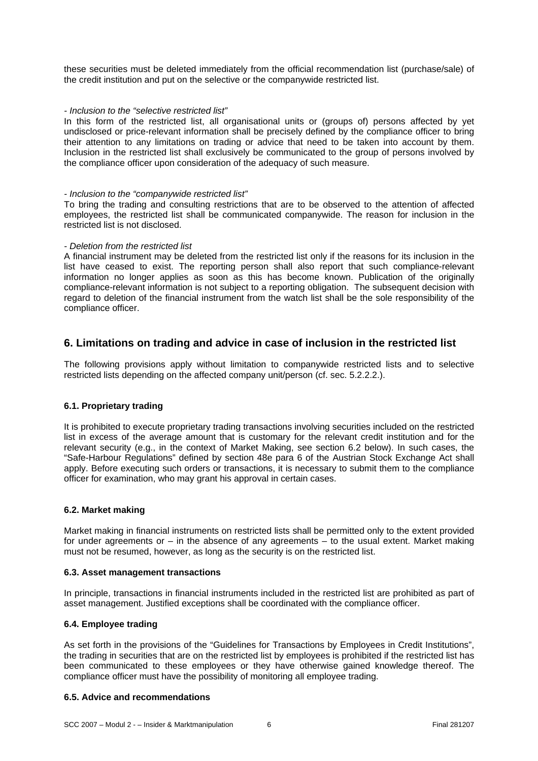these securities must be deleted immediately from the official recommendation list (purchase/sale) of the credit institution and put on the selective or the companywide restricted list.

- *Inclusion to the "selective restricted list"*

In this form of the restricted list, all organisational units or (groups of) persons affected by yet undisclosed or price-relevant information shall be precisely defined by the compliance officer to bring their attention to any limitations on trading or advice that need to be taken into account by them. Inclusion in the restricted list shall exclusively be communicated to the group of persons involved by the compliance officer upon consideration of the adequacy of such measure.

- *Inclusion to the "companywide restricted list"*

To bring the trading and consulting restrictions that are to be observed to the attention of affected employees, the restricted list shall be communicated companywide. The reason for inclusion in the restricted list is not disclosed.

- *Deletion from the restricted list*

A financial instrument may be deleted from the restricted list only if the reasons for its inclusion in the list have ceased to exist. The reporting person shall also report that such compliance-relevant information no longer applies as soon as this has become known. Publication of the originally compliance-relevant information is not subject to a reporting obligation. The subsequent decision with regard to deletion of the financial instrument from the watch list shall be the sole responsibility of the compliance officer.

## 6. Limitations on trading and advice in case of inclusion in the restricted list

The following provisions apply without limitation to companywide restricted lists and to selective restricted lists depending on the affected company unit/person (cf. sec. 5.2.2.2.).

### 6.1. Proprietary trading

It is prohibited to execute proprietary trading transactions involving securities included on the restricted list in excess of the average amount that is customary for the relevant credit institution and for the relevant security (e.g., in the context of Market Making, see section 6.2 below). In such cases, the "Safe-Harbour Regulations" defined by section 48e para 6 of the Austrian Stock Exchange Act shall apply. Before executing such orders or transactions, it is necessary to submit them to the compliance officer for examination, who may grant his approval in certain cases.

### 6.2. Market making

Market making in financial instruments on restricted lists shall be permitted only to the extent provided for under agreements or – in the absence of any agreements – to the usual extent. Market making must not be resumed, however, as long as the security is on the restricted list.

### 6.3. Asset management transactions

In principle, transactions in financial instruments included in the restricted list are prohibited as part of asset management. Justified exceptions shall be coordinated with the compliance officer.

### 6.4. Employee trading

As set forth in the provisions of the "Guidelines for Transactions by Employees in Credit Institutions", the trading in securities that are on the restricted list by employees is prohibited if the restricted list has been communicated to these employees or they have otherwise gained knowledge thereof. The compliance officer must have the possibility of monitoring all employee trading.

### 6.5. Advice and recommendations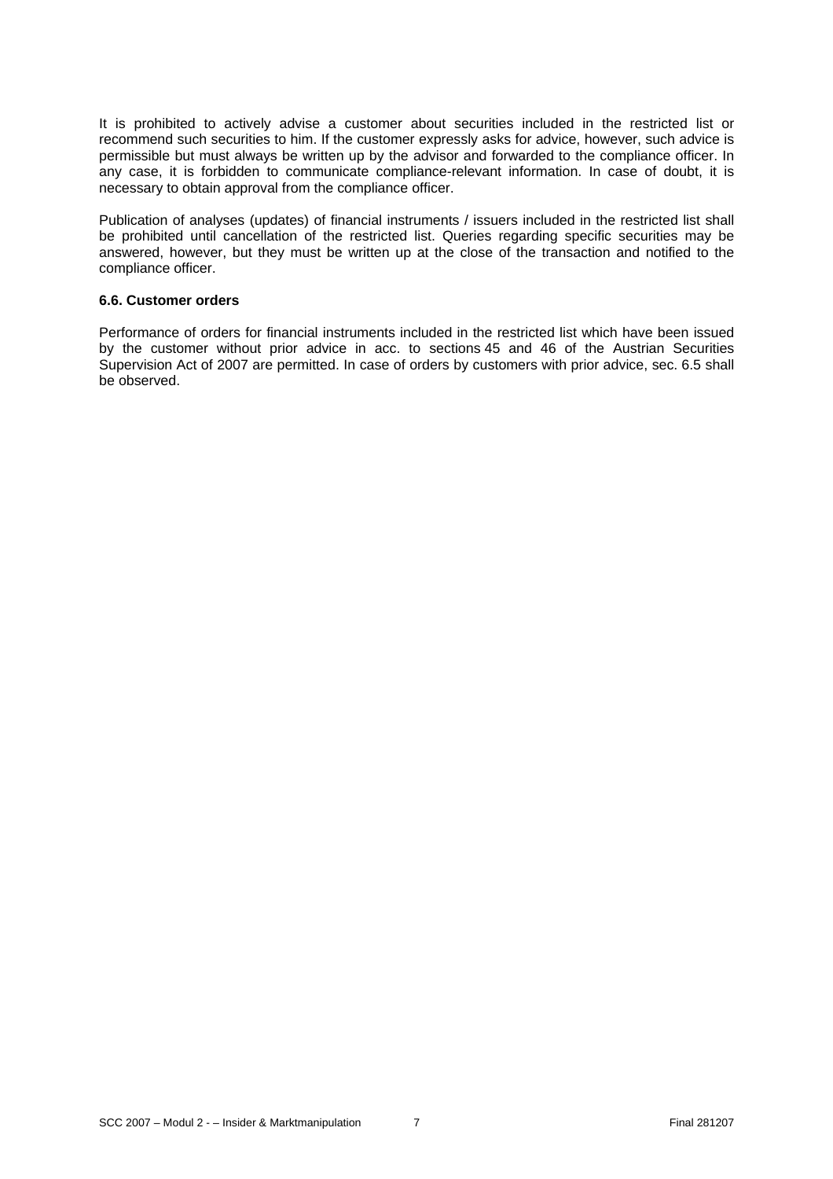It is prohibited to actively advise a customer about securities included in the restricted list or recommend such securities to him. If the customer expressly asks for advice, however, such advice is permissible but must always be written up by the advisor and forwarded to the compliance officer. In any case, it is forbidden to communicate compliance-relevant information. In case of doubt, it is necessary to obtain approval from the compliance officer.

Publication of analyses (updates) of financial instruments / issuers included in the restricted list shall be prohibited until cancellation of the restricted list. Queries regarding specific securities may be answered, however, but they must be written up at the close of the transaction and notified to the compliance officer.

### 6.6. Customer orders

Performance of orders for financial instruments included in the restricted list which have been issued by the customer without prior advice in acc. to sections 45 and 46 of the Austrian Securities Supervision Act of 2007 are permitted. In case of orders by customers with prior advice, sec. 6.5 shall be observed.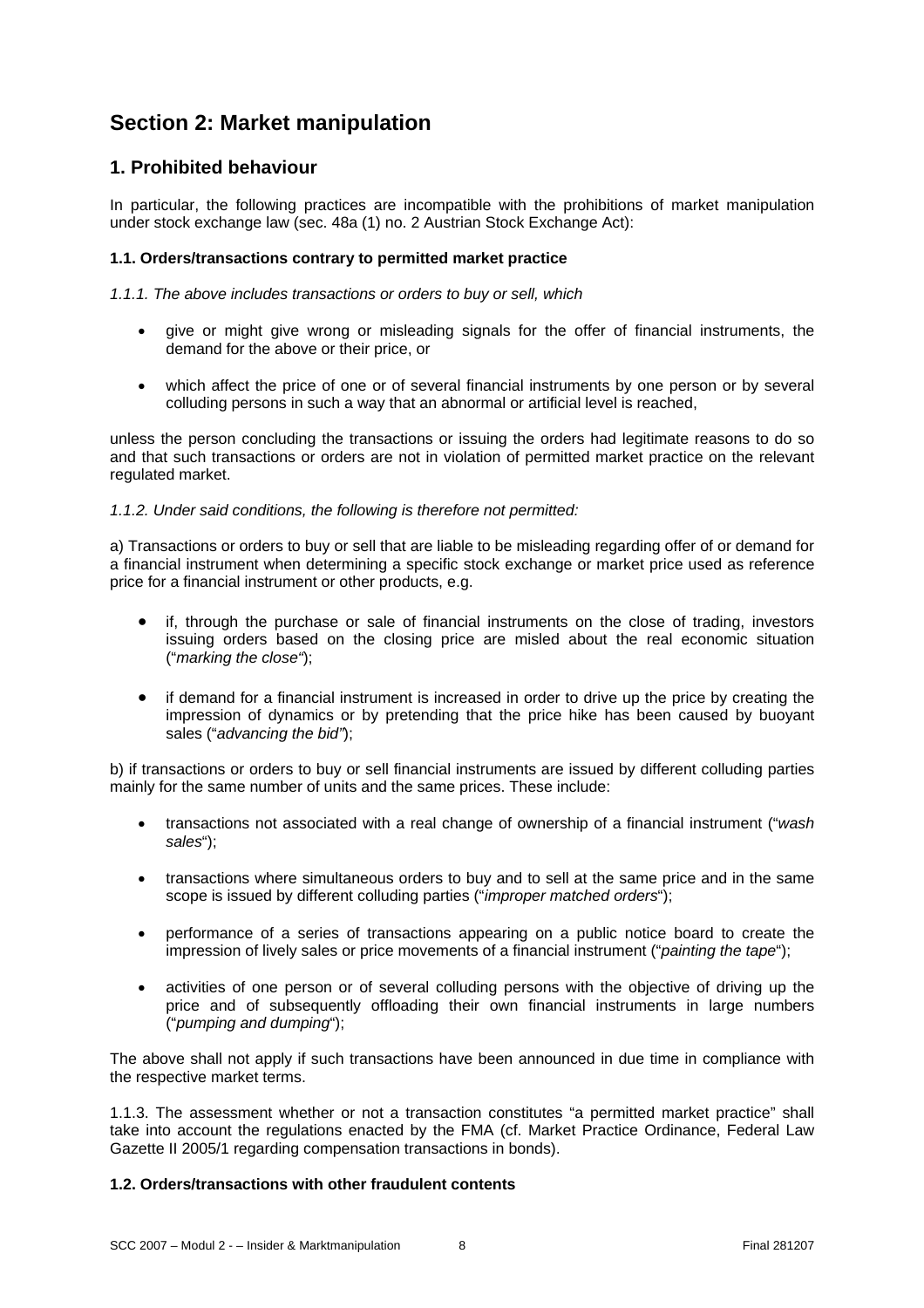# Section 2: Market manipulation

## 1. Prohibited behaviour

In particular, the following practices are incompatible with the prohibitions of market manipulation under stock exchange law (sec. 48a (1) no. 2 Austrian Stock Exchange Act):

### 1.1. Orders/transactions contrary to permitted market practice

*1.1.1. The above includes transactions or orders to buy or sell, which*

- give or might give wrong or misleading signals for the offer of financial instruments, the demand for the above or their price, or
- which affect the price of one or of several financial instruments by one person or by several colluding persons in such a way that an abnormal or artificial level is reached,

unless the person concluding the transactions or issuing the orders had legitimate reasons to do so and that such transactions or orders are not in violation of permitted market practice on the relevant regulated market.

*1.1.2. Under said conditions, the following is therefore not permitted:*

a) Transactions or orders to buy or sell that are liable to be misleading regarding offer of or demand for a financial instrument when determining a specific stock exchange or market price used as reference price for a financial instrument or other products, e.g.

- if, through the purchase or sale of financial instruments on the close of trading, investors issuing orders based on the closing price are misled about the real economic situation ("*marking the close*");
- if demand for a financial instrument is increased in order to drive up the price by creating the impression of dynamics or by pretending that the price hike has been caused by buoyant sales ("*advancing the bid*");

b) if transactions or orders to buy or sell financial instruments are issued by different colluding parties mainly for the same number of units and the same prices. These include:

- transactions not associated with a real change of ownership of a financial instrument ("*wash sales*");
- transactions where simultaneous orders to buy and to sell at the same price and in the same scope is issued by different colluding parties ("*improper matched orders*");
- performance of a series of transactions appearing on a public notice board to create the impression of lively sales or price movements of a financial instrument ("*painting the tape*");
- activities of one person or of several colluding persons with the objective of driving up the price and of subsequently offloading their own financial instruments in large numbers ("*pumping and dumping*");

The above shall not apply if such transactions have been announced in due time in compliance with the respective market terms.

1.1.3. The assessment whether or not a transaction constitutes "a permitted market practice" shall take into account the regulations enacted by the FMA (cf. Market Practice Ordinance, Federal Law Gazette II 2005/1 regarding compensation transactions in bonds).

### 1.2. Orders/transactions with other fraudulent contents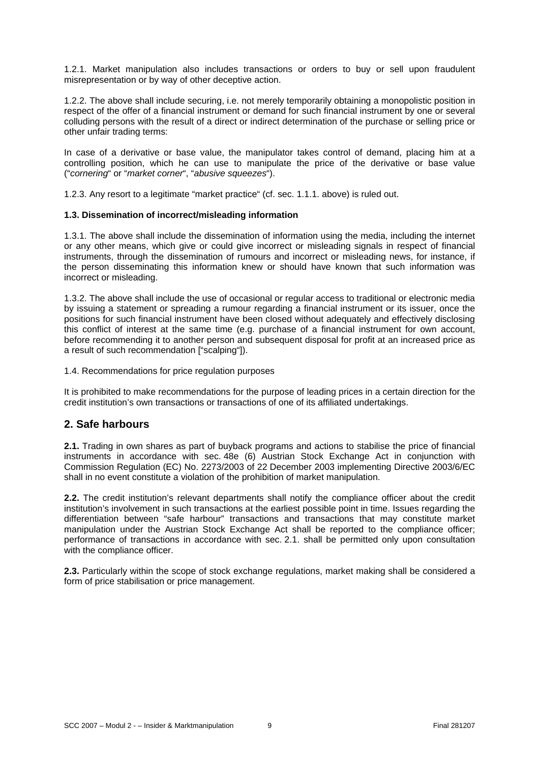1.2.1. Market manipulation also includes transactions or orders to buy or sell upon fraudulent misrepresentation or by way of other deceptive action.

1.2.2. The above shall include securing, i.e. not merely temporarily obtaining a monopolistic position in respect of the offer of a financial instrument or demand for such financial instrument by one or several colluding persons with the result of a direct or indirect determination of the purchase or selling price or other unfair trading terms:

In case of a derivative or base value, the manipulator takes control of demand, placing him at a controlling position, which he can use to manipulate the price of the derivative or base value ("*cornering*" or "*market corner*", "*abusive squeezes*").

1.2.3. Any resort to a legitimate "market practice" (cf. sec. 1.1.1. above) is ruled out.

**1.3. Dissemination of incorrect/misleading information**

1.3.1. The above shall include the dissemination of information using the media, including the internet or any other means, which give or could give incorrect or misleading signals in respect of financial instruments, through the dissemination of rumours and incorrect or misleading news, for instance, if the person disseminating this information knew or should have known that such information was incorrect or misleading.

1.3.2. The above shall include the use of occasional or regular access to traditional or electronic media by issuing a statement or spreading a rumour regarding a financial instrument or its issuer, once the positions for such financial instrument have been closed without adequately and effectively disclosing this conflict of interest at the same time (e.g. purchase of a financial instrument for own account, before recommending it to another person and subsequent disposal for profit at an increased price as a result of such recommendation ["scalping"]).

1.4. Recommendations for price regulation purposes

It is prohibited to make recommendations for the purpose of leading prices in a certain direction for the credit institution's own transactions or transactions of one of its affiliated undertakings.

## 2. Safe harbours

**2.1.** Trading in own shares as part of buyback programs and actions to stabilise the price of financial instruments in accordance with sec. 48e (6) Austrian Stock Exchange Act in conjunction with Commission Regulation (EC) No. 2273/2003 of 22 December 2003 implementing Directive 2003/6/EC shall in no event constitute a violation of the prohibition of market manipulation.

**2.2.** The credit institution's relevant departments shall notify the compliance officer about the credit institution's involvement in such transactions at the earliest possible point in time. Issues regarding the differentiation between "safe harbour" transactions and transactions that may constitute market manipulation under the Austrian Stock Exchange Act shall be reported to the compliance officer; performance of transactions in accordance with sec. 2.1. shall be permitted only upon consultation with the compliance officer.

**2.3.** Particularly within the scope of stock exchange regulations, market making shall be considered a form of price stabilisation or price management.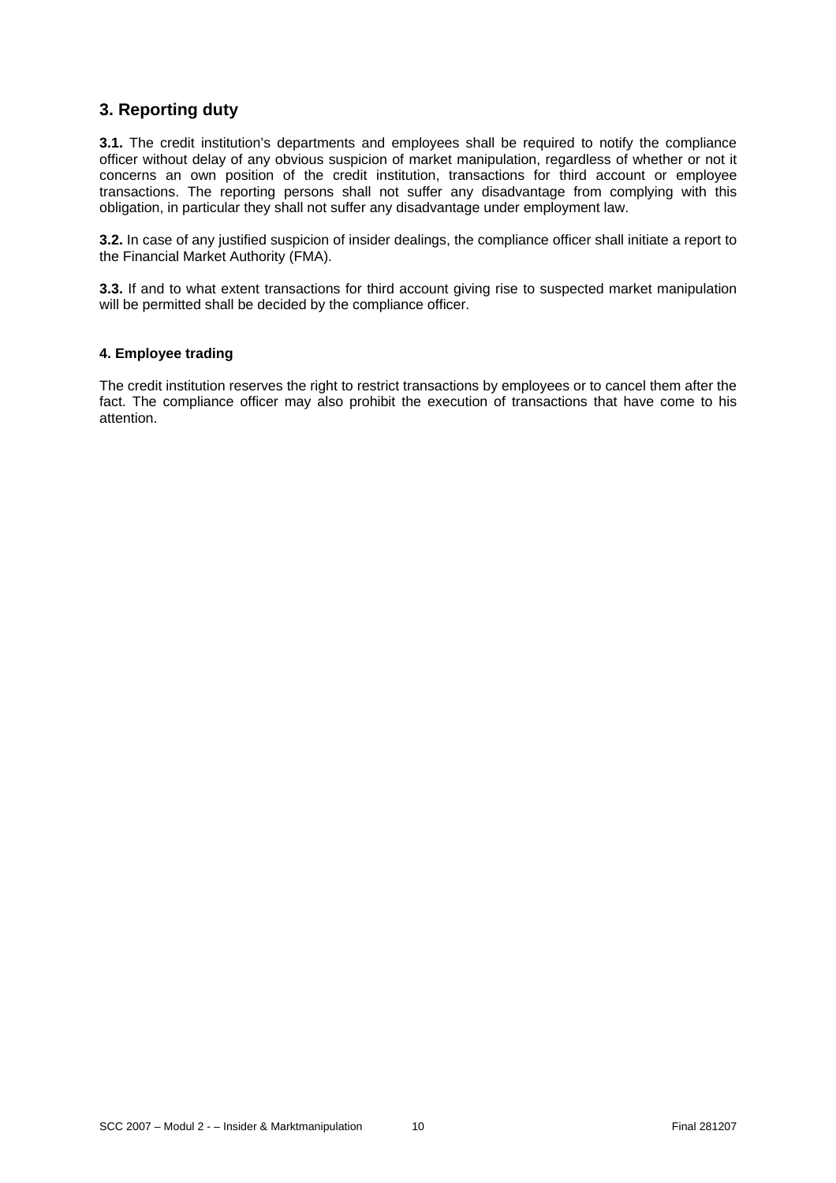## 3. Reporting duty

**3.1.** The credit institution's departments and employees shall be required to notify the compliance officer without delay of any obvious suspicion of market manipulation, regardless of whether or not it concerns an own position of the credit institution, transactions for third account or employee transactions. The reporting persons shall not suffer any disadvantage from complying with this obligation, in particular they shall not suffer any disadvantage under employment law.

**3.2.** In case of any justified suspicion of insider dealings, the compliance officer shall initiate a report to the Financial Market Authority (FMA).

**3.3.** If and to what extent transactions for third account giving rise to suspected market manipulation will be permitted shall be decided by the compliance officer.

### 4. Employee trading

The credit institution reserves the right to restrict transactions by employees or to cancel them after the fact. The compliance officer may also prohibit the execution of transactions that have come to his attention.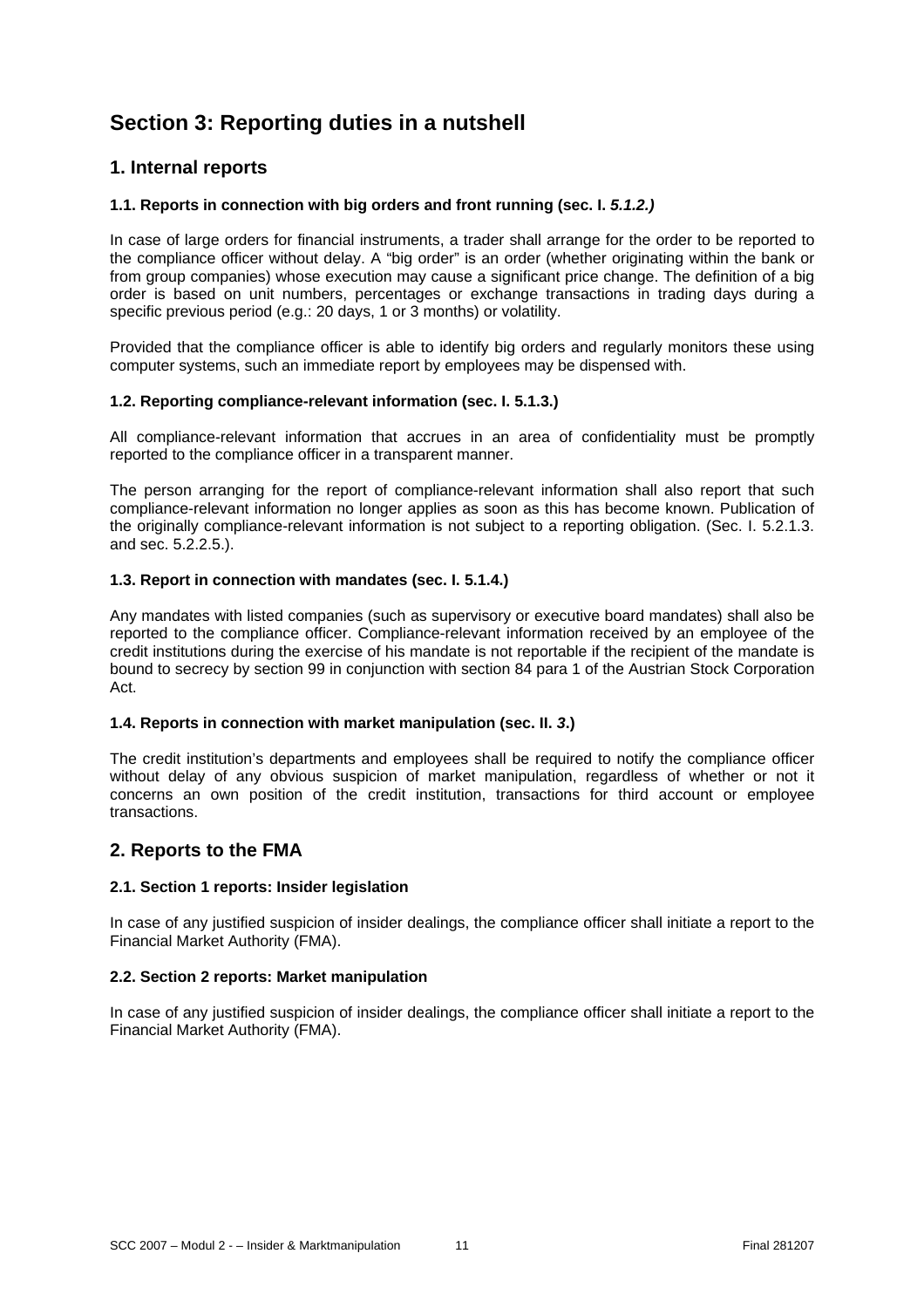# Section 3: Reporting duties in a nutshell

## 1. Internal reports

### 1.1. Reports in connection with big orders and front running (sec. I. *5.1.2.)*

In case of large orders for financial instruments, a trader shall arrange for the order to be reported to the compliance officer without delay. A "big order" is an order (whether originating within the bank or from group companies) whose execution may cause a significant price change. The definition of a big order is based on unit numbers, percentages or exchange transactions in trading days during a specific previous period (e.g.: 20 days, 1 or 3 months) or volatility.

Provided that the compliance officer is able to identify big orders and regularly monitors these using computer systems, such an immediate report by employees may be dispensed with.

### 1.2. Reporting compliance-relevant information (sec. I. 5.1.3.)

All compliance-relevant information that accrues in an area of confidentiality must be promptly reported to the compliance officer in a transparent manner.

The person arranging for the report of compliance-relevant information shall also report that such compliance-relevant information no longer applies as soon as this has become known. Publication of the originally compliance-relevant information is not subject to a reporting obligation. (Sec. I. 5.2.1.3. and sec. 5.2.2.5.).

### 1.3. Report in connection with mandates (sec. I. 5.1.4.)

Any mandates with listed companies (such as supervisory or executive board mandates) shall also be reported to the compliance officer. Compliance-relevant information received by an employee of the credit institutions during the exercise of his mandate is not reportable if the recipient of the mandate is bound to secrecy by section 99 in conjunction with section 84 para 1 of the Austrian Stock Corporation Act.

### 1.4. Reports in connection with market manipulation (sec. II. *3*.)

The credit institution's departments and employees shall be required to notify the compliance officer without delay of any obvious suspicion of market manipulation, regardless of whether or not it concerns an own position of the credit institution, transactions for third account or employee transactions.

## 2. Reports to the FMA

### 2.1. Section 1 reports: Insider legislation

In case of any justified suspicion of insider dealings, the compliance officer shall initiate a report to the Financial Market Authority (FMA).

### 2.2. Section 2 reports: Market manipulation

In case of any justified suspicion of insider dealings, the compliance officer shall initiate a report to the Financial Market Authority (FMA).